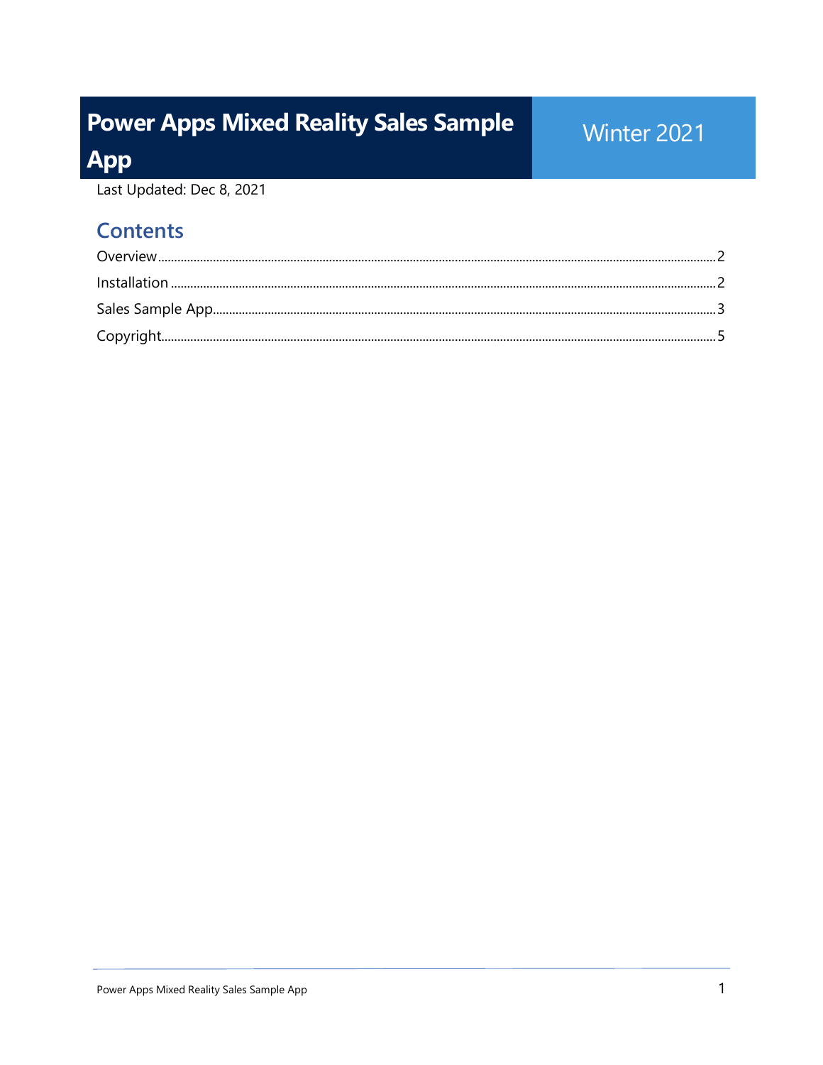# Power Apps Mixed Reality Sales Sample App

Winter 2021

Last Updated: Dec 8, 2021

## Contents

Overview....2

Installation....2

Sales Sample App....3

Copyright....5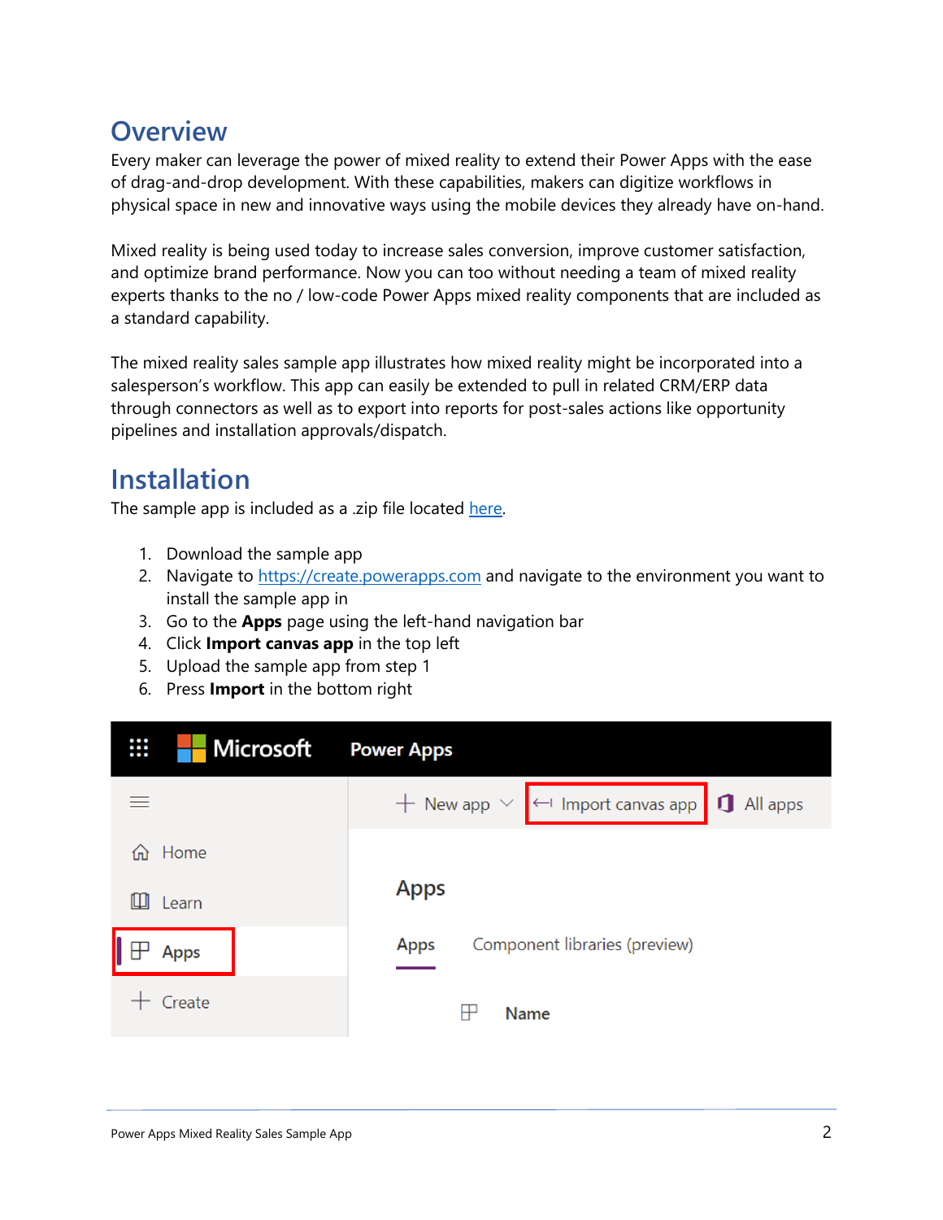## Overview

Every maker can leverage the power of mixed reality to extend their Power Apps with the ease of drag-and-drop development. With these capabilities, makers can digitize workflows in physical space in new and innovative ways using the mobile devices they already have on-hand.

Mixed reality is being used today to increase sales conversion, improve customer satisfaction, and optimize brand performance. Now you can too without needing a team of mixed reality experts thanks to the no / low-code Power Apps mixed reality components that are included as a standard capability.

The mixed reality sales sample app illustrates how mixed reality might be incorporated into a salesperson's workflow. This app can easily be extended to pull in related CRM/ERP data through connectors as well as to export into reports for post-sales actions like opportunity pipelines and installation approvals/dispatch.

## Installation

The sample app is included as a .zip file located [here]().

1. Download the sample app
2. Navigate to [https://create.powerapps.com](https://create.powerapps.com) and navigate to the environment you want to install the sample app in
3. Go to the **Apps** page using the left-hand navigation bar
4. Click **Import canvas app** in the top left
5. Upload the sample app from step 1
6. Press **Import** in the bottom right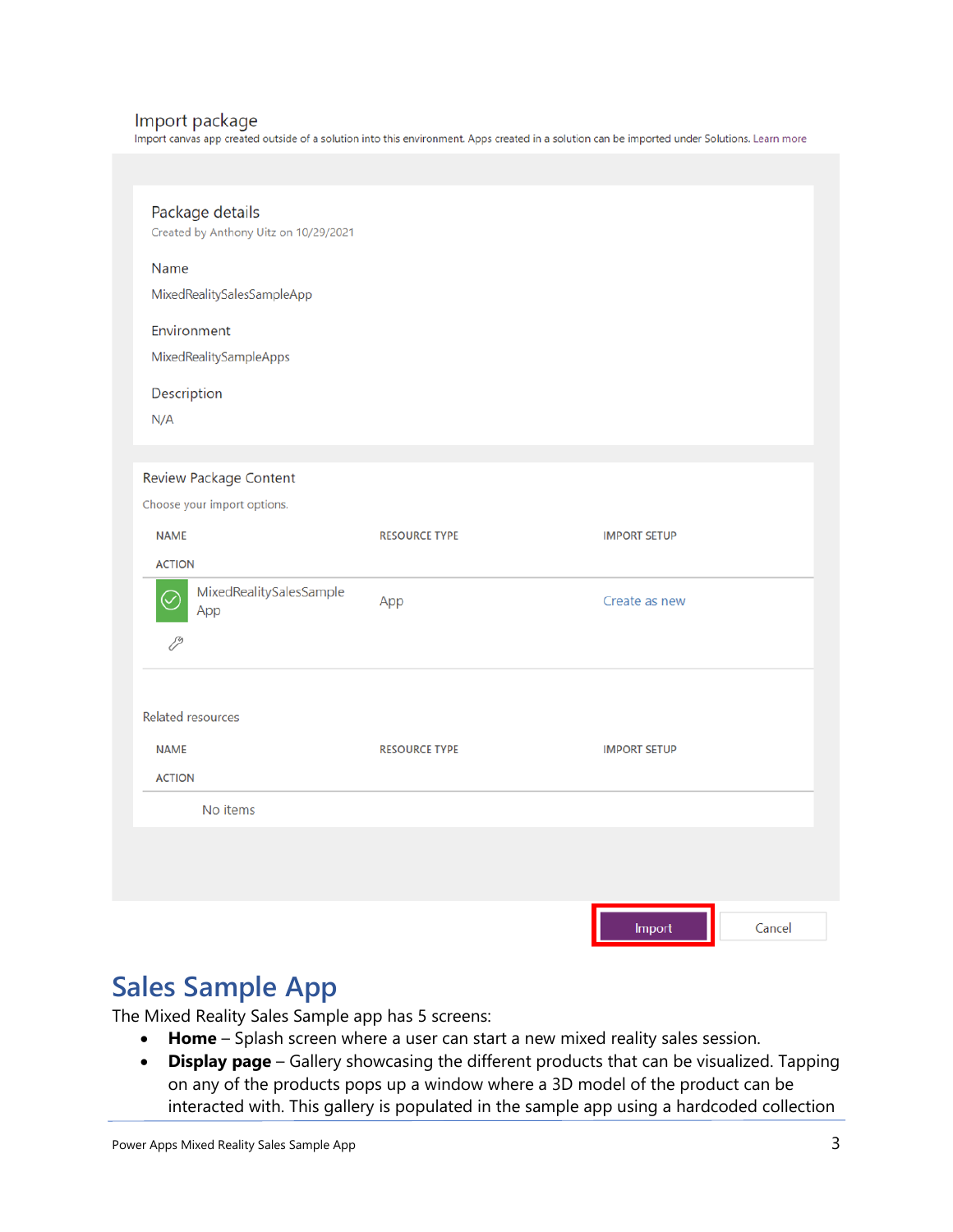Import package

Import canvas app created outside of a solution into this environment. Apps created in a solution can be imported under Solutions. Learn more

Package details

Created by Anthony Uitz on 10/29/2021

Name

MixedRealitySalesSampleApp

Environment

MixedRealitySampleApps

Description

N/A

Review Package Content

Choose your import options.

| NAME | RESOURCE TYPE | IMPORT SETUP | ACTION |
|---|---|---|---|
| MixedRealitySalesSample App | App | Create as new | |

Related resources

| NAME | RESOURCE TYPE | IMPORT SETUP | ACTION |
|---|---|---|---|
| No items | | | |

Import | Cancel

## Sales Sample App

The Mixed Reality Sales Sample app has 5 screens:

- **Home** – Splash screen where a user can start a new mixed reality sales session.
- **Display page** – Gallery showcasing the different products that can be visualized. Tapping on any of the products pops up a window where a 3D model of the product can be interacted with. This gallery is populated in the sample app using a hardcoded collection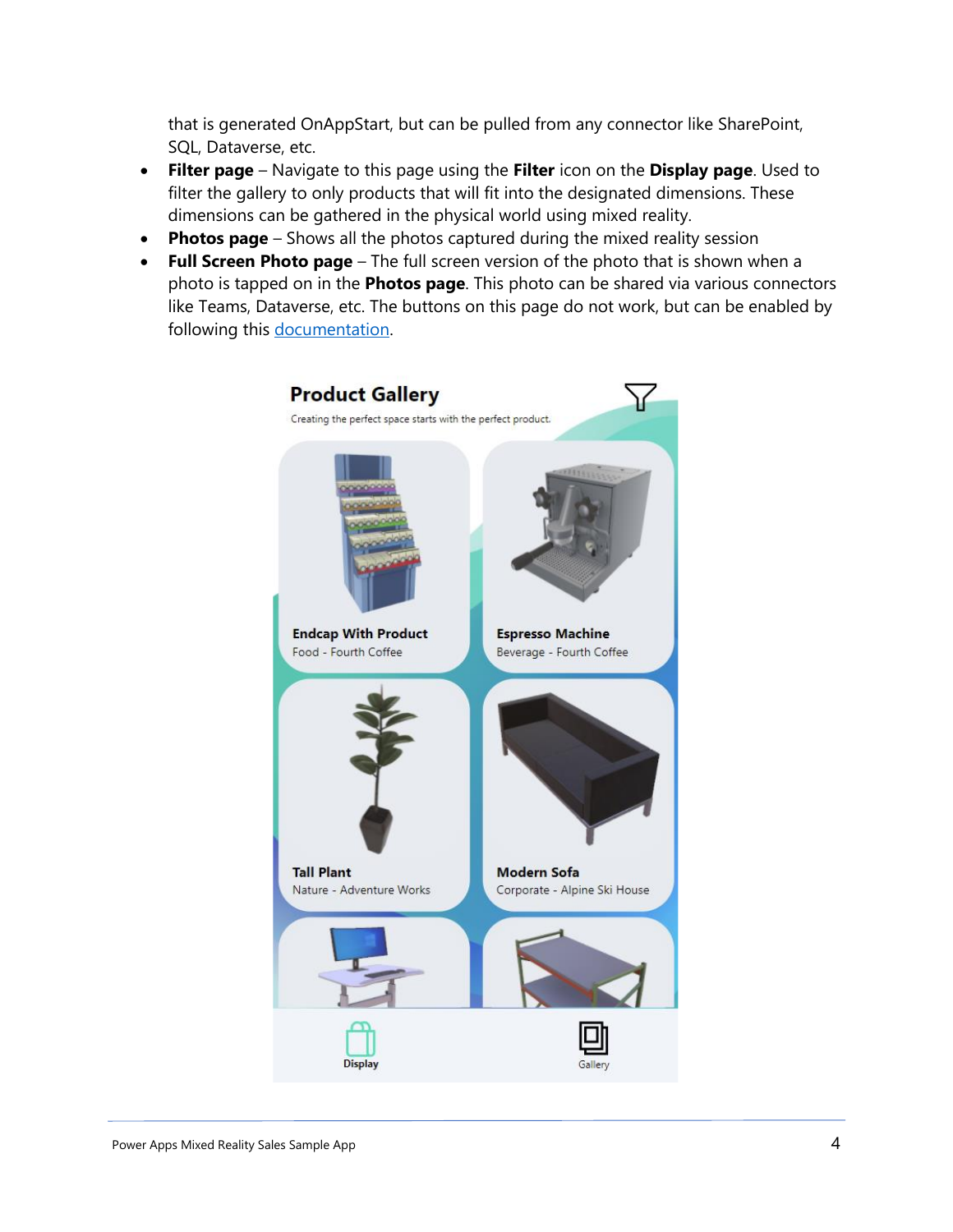that is generated OnAppStart, but can be pulled from any connector like SharePoint, SQL, Dataverse, etc.

- **Filter page** – Navigate to this page using the **Filter** icon on the **Display page**. Used to filter the gallery to only products that will fit into the designated dimensions. These dimensions can be gathered in the physical world using mixed reality.
- **Photos page** – Shows all the photos captured during the mixed reality session
- **Full Screen Photo page** – The full screen version of the photo that is shown when a photo is tapped on in the **Photos page**. This photo can be shared via various connectors like Teams, Dataverse, etc. The buttons on this page do not work, but can be enabled by following this documentation.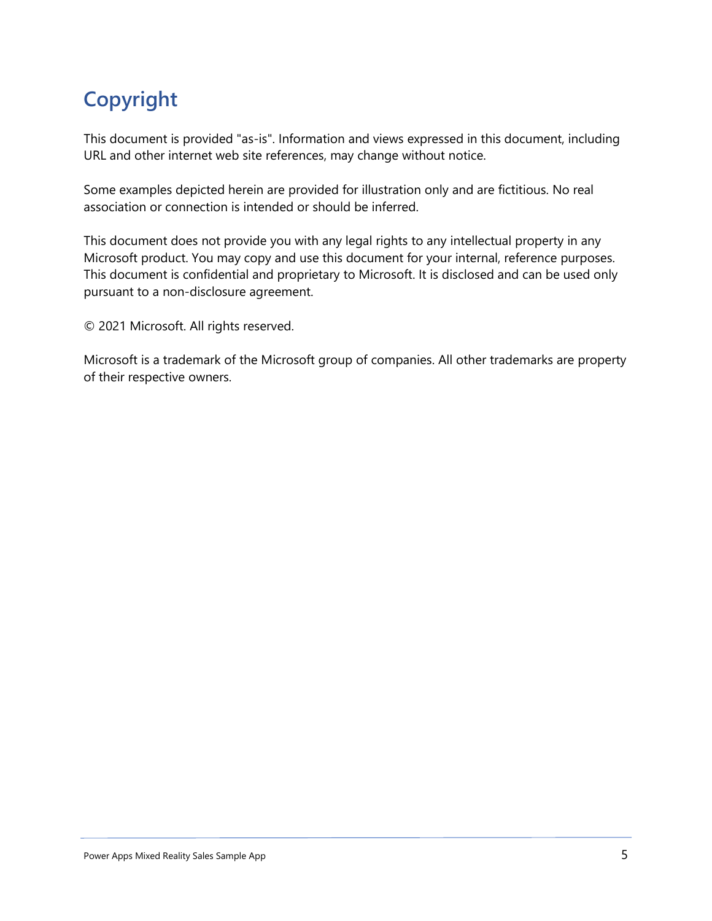# Copyright

This document is provided "as-is". Information and views expressed in this document, including URL and other internet web site references, may change without notice.

Some examples depicted herein are provided for illustration only and are fictitious. No real association or connection is intended or should be inferred.

This document does not provide you with any legal rights to any intellectual property in any Microsoft product. You may copy and use this document for your internal, reference purposes. This document is confidential and proprietary to Microsoft. It is disclosed and can be used only pursuant to a non-disclosure agreement.

© 2021 Microsoft. All rights reserved.

Microsoft is a trademark of the Microsoft group of companies. All other trademarks are property of their respective owners.